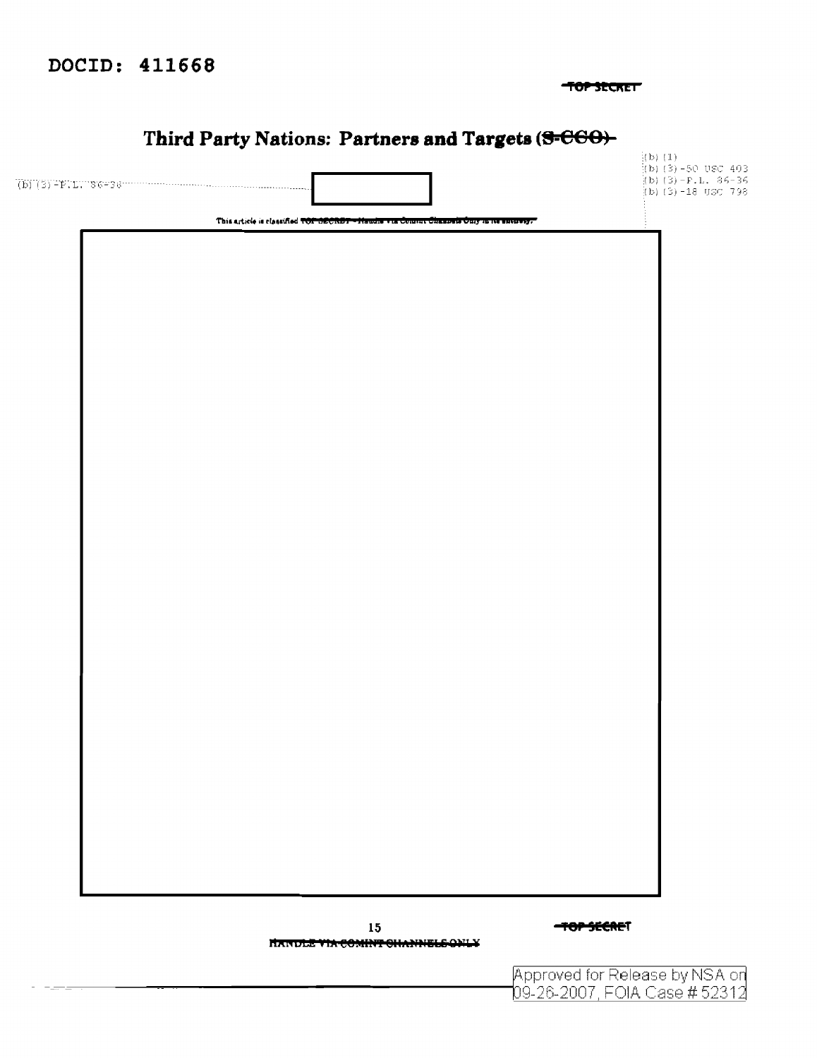DOCID: 411668

~~TOP SECRET~~

# Third Party Nations: Partners and Targets (~~S-CCO~~)

(b)(1)
(b)(3)-50 USC 403
(b)(3)-P.L. 86-36
(b)(3)-18 USC 798

(b)(3)-P.L. 86-36

This article is classified ~~TOP SECRET - Handle via Comint Channels Only in its entirety.~~

~~HANDLE VIA COMINT CHANNELS ONLY~~

~~TOP SECRET~~

Approved for Release by NSA on 09-26-2007, FOIA Case # 52312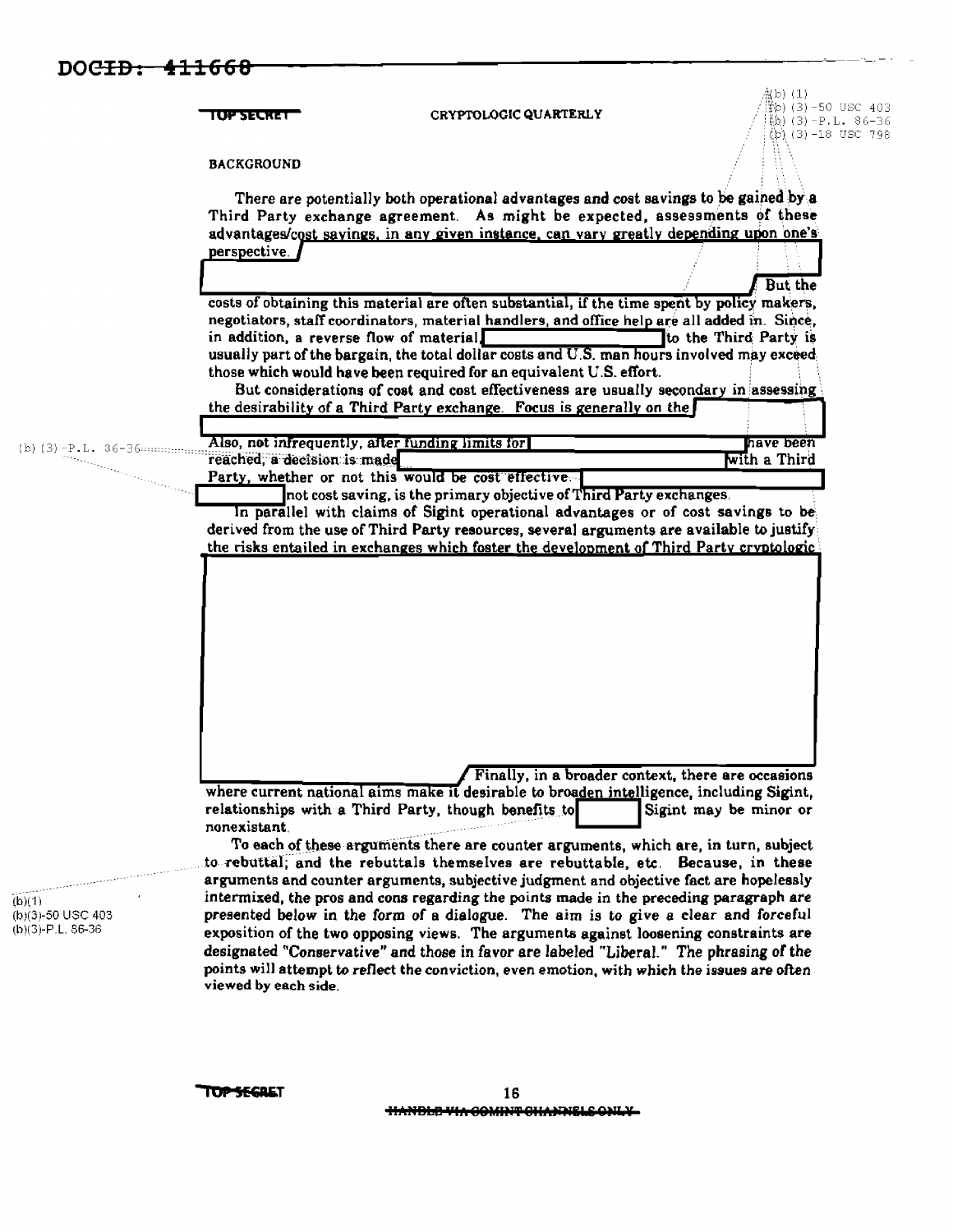## BACKGROUND

There are potentially both operational advantages and cost savings to be gained by a Third Party exchange agreement. As might be expected, assessments of these advantages/cost savings, in any given instance, can vary greatly depending upon one's perspective. But the costs of obtaining this material are often substantial, if the time spent by policy makers, negotiators, staff coordinators, material handlers, and office help are all added in. Since, in addition, a reverse flow of material to the Third Party is usually part of the bargain, the total dollar costs and U.S. man hours involved may exceed those which would have been required for an equivalent U.S. effort.

But considerations of cost and cost effectiveness are usually secondary in assessing the desirability of a Third Party exchange. Focus is generally on the

Also, not infrequently, after funding limits for have been reached, a decision is made with a Third Party, whether or not this would be cost effective. not cost saving, is the primary objective of Third Party exchanges.

In parallel with claims of Sigint operational advantages or of cost savings to be derived from the use of Third Party resources, several arguments are available to justify the risks entailed in exchanges which foster the development of Third Party cryptologic Finally, in a broader context, there are occasions where current national aims make it desirable to broaden intelligence, including Sigint, relationships with a Third Party, though benefits to Sigint may be minor or nonexistant.

To each of these arguments there are counter arguments, which are, in turn, subject to rebuttal; and the rebuttals themselves are rebuttable, etc. Because, in these arguments and counter arguments, subjective judgment and objective fact are hopelessly intermixed, the pros and cons regarding the points made in the preceding paragraph are presented below in the form of a dialogue. The aim is to give a clear and forceful exposition of the two opposing views. The arguments against loosening constraints are designated "Conservative" and those in favor are labeled "Liberal." The phrasing of the points will attempt to reflect the conviction, even emotion, with which the issues are often viewed by each side.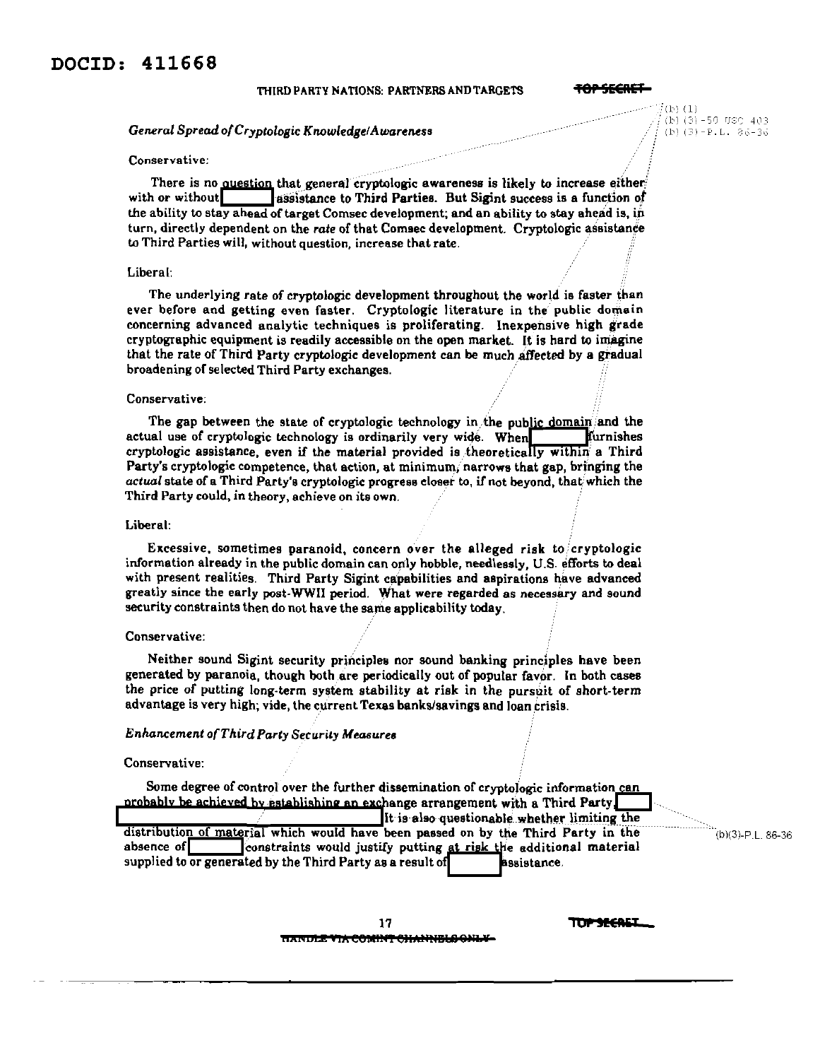*General Spread of Cryptologic Knowledge/Awareness*

Conservative:

There is no question that general cryptologic awareness is likely to increase either with or without [REDACTED] assistance to Third Parties. But Sigint success is a function of the ability to stay ahead of target Comsec development; and an ability to stay ahead is, in turn, directly dependent on the *rate* of that Comsec development. Cryptologic assistance to Third Parties will, without question, increase that rate.

Liberal:

The underlying rate of cryptologic development throughout the world is faster than ever before and getting even faster. Cryptologic literature in the public domain concerning advanced analytic techniques is proliferating. Inexpensive high grade cryptographic equipment is readily accessible on the open market. It is hard to imagine that the rate of Third Party cryptologic development can be much affected by a gradual broadening of selected Third Party exchanges.

Conservative:

The gap between the state of cryptologic technology in the public domain and the actual use of cryptologic technology is ordinarily very wide. When [REDACTED] furnishes cryptologic assistance, even if the material provided is theoretically within a Third Party's cryptologic competence, that action, at minimum, narrows that gap, bringing the *actual* state of a Third Party's cryptologic progress closer to, if not beyond, that which the Third Party could, in theory, achieve on its own.

Liberal:

Excessive, sometimes paranoid, concern over the alleged risk to cryptologic information already in the public domain can only hobble, needlessly, U.S. efforts to deal with present realities. Third Party Sigint capabilities and aspirations have advanced greatly since the early post-WWII period. What were regarded as necessary and sound security constraints then do not have the same applicability today.

Conservative:

Neither sound Sigint security principles nor sound banking principles have been generated by paranoia, though both are periodically out of popular favor. In both cases the price of putting long-term system stability at risk in the pursuit of short-term advantage is very high; vide, the current Texas banks/savings and loan crisis.

*Enhancement of Third Party Security Measures*

Conservative:

Some degree of control over the further dissemination of cryptologic information can probably be achieved by establishing an exchange arrangement with a Third Party, [REDACTED] It is also questionable whether limiting the distribution of material which would have been passed on by the Third Party in the absence of [REDACTED] constraints would justify putting at risk the additional material supplied to or generated by the Third Party as a result of [REDACTED] assistance.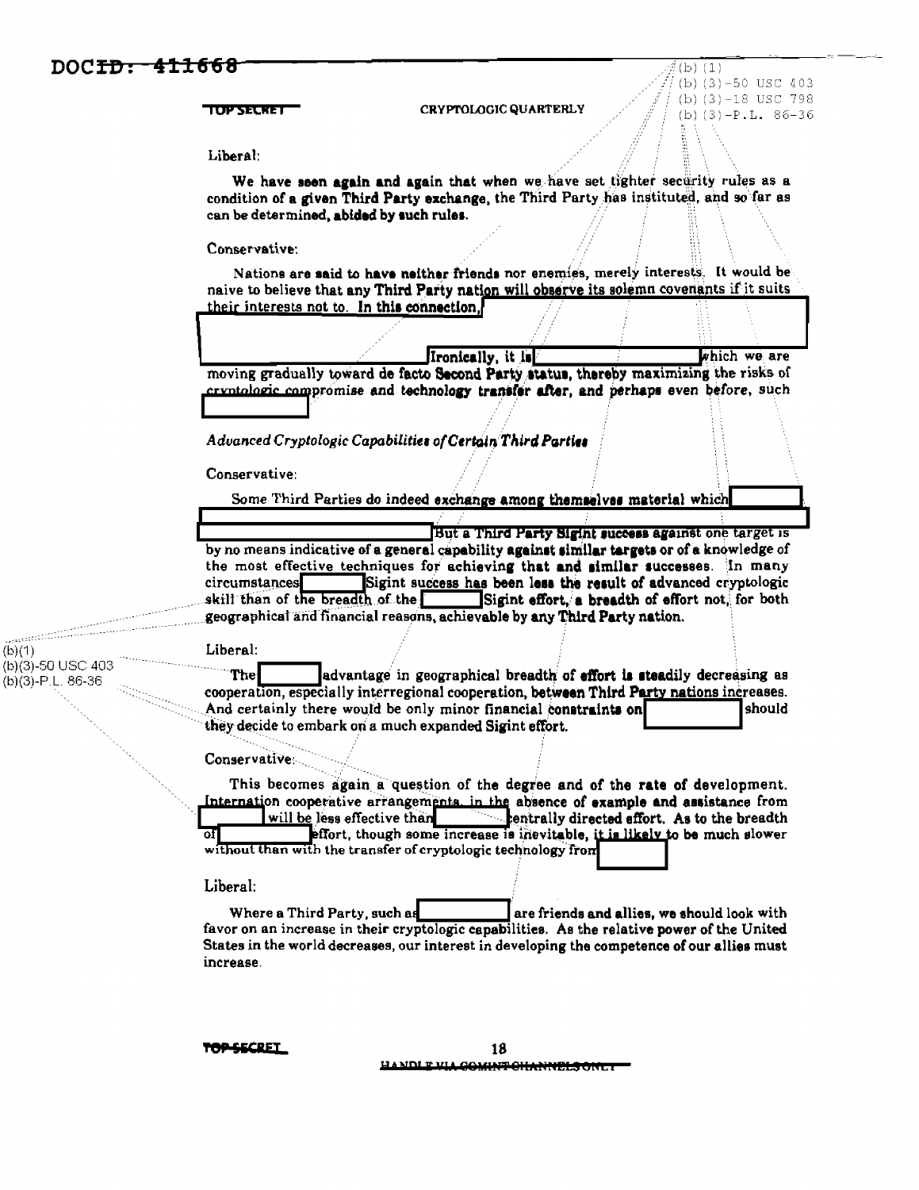Liberal:

We have seen again and again that when we have set tighter security rules as a condition of a given Third Party exchange, the Third Party has instituted, and so far as can be determined, abided by such rules.

Conservative:

Nations are said to have neither friends nor enemies, merely interests. It would be naive to believe that any Third Party nation will observe its solemn covenants if it suits their interests not to. In this connection, [REDACTED] Ironically, it is [REDACTED] which we are moving gradually toward de facto Second Party status, thereby maximizing the risks of cryptologic compromise and technology transfer after, and perhaps even before, such [REDACTED]

*Advanced Cryptologic Capabilities of Certain Third Parties*

Conservative:

Some Third Parties do indeed exchange among themselves material which [REDACTED] But a Third Party Sigint success against one target is by no means indicative of a general capability against similar targets or of a knowledge of the most effective techniques for achieving that and similar successes. In many circumstances [REDACTED] Sigint success has been less the result of advanced cryptologic skill than of the breadth of the [REDACTED] Sigint effort, a breadth of effort not, for both geographical and financial reasons, achievable by any Third Party nation.

Liberal:

The [REDACTED] advantage in geographical breadth of effort is steadily decreasing as cooperation, especially interregional cooperation, between Third Party nations increases. And certainly there would be only minor financial constraints on [REDACTED] should they decide to embark on a much expanded Sigint effort.

Conservative:

This becomes again a question of the degree and of the rate of development. Internation cooperative arrangements, in the absence of example and assistance from [REDACTED] will be less effective than [REDACTED] centrally directed effort. As to the breadth of [REDACTED] effort, though some increase is inevitable, it is likely to be much slower without than with the transfer of cryptologic technology from [REDACTED]

Liberal:

Where a Third Party, such as [REDACTED] are friends and allies, we should look with favor on an increase in their cryptologic capabilities. As the relative power of the United States in the world decreases, our interest in developing the competence of our allies must increase.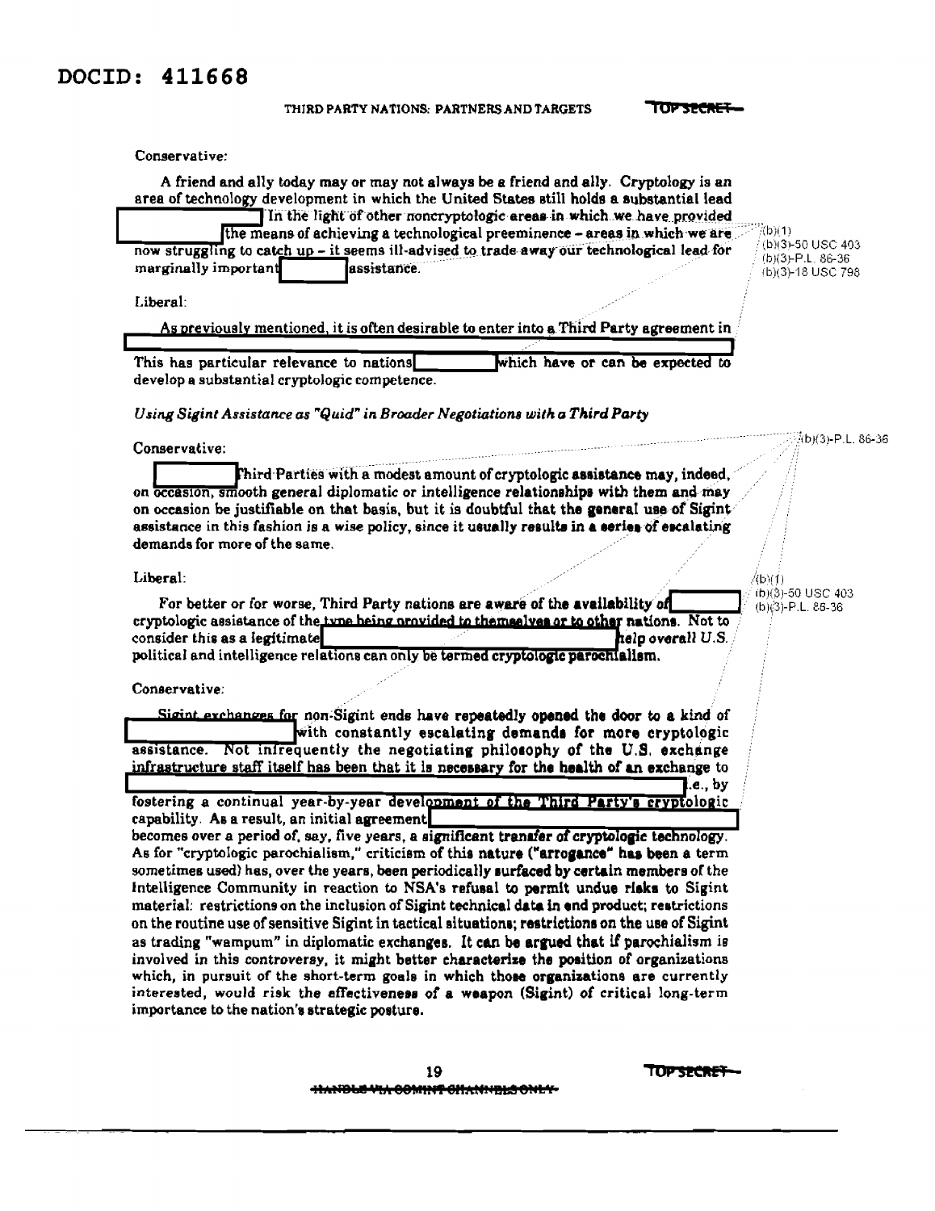DOCID: 411668

Conservative:

A friend and ally today may or may not always be a friend and ally. Cryptology is an area of technology development in which the United States still holds a substantial lead [redacted] In the light of other noncryptologic areas in which we have provided [redacted] the means of achieving a technological preeminence – areas in which we are now struggling to catch up – it seems ill-advised to trade away our technological lead for marginally important [redacted] assistance.

(b)(1)
(b)(3)-50 USC 403
(b)(3)-P.L. 86-36
(b)(3)-18 USC 798

Liberal:

As previously mentioned, it is often desirable to enter into a Third Party agreement in [redacted]

This has particular relevance to nations [redacted] which have or can be expected to develop a substantial cryptologic competence.

*Using Sigint Assistance as "Quid" in Broader Negotiations with a Third Party*

(b)(3)-P.L. 86-36

Conservative:

[redacted] Third Parties with a modest amount of cryptologic assistance may, indeed, on occasion, smooth general diplomatic or intelligence relationships with them and may on occasion be justifiable on that basis, but it is doubtful that the general use of Sigint assistance in this fashion is a wise policy, since it usually results in a series of escalating demands for more of the same.

Liberal:

For better or for worse, Third Party nations are aware of the availability of [redacted] cryptologic assistance of the type being provided to themselves or to other nations. Not to consider this as a legitimate [redacted] help overall U.S. political and intelligence relations can only be termed cryptologic parochialism.

(b)(1)
(b)(3)-50 USC 403
(b)(3)-P.L. 86-36

Conservative:

Sigint exchanges for non-Sigint ends have repeatedly opened the door to a kind of [redacted] with constantly escalating demands for more cryptologic assistance. Not infrequently the negotiating philosophy of the U.S. exchange infrastructure staff itself has been that it is necessary for the health of an exchange to [redacted] i.e., by fostering a continual year-by-year development of the Third Party's cryptologic capability. As a result, an initial agreement [redacted] becomes over a period of, say, five years, a significant transfer of cryptologic technology. As for "cryptologic parochialism," criticism of this nature ("arrogance" has been a term sometimes used) has, over the years, been periodically surfaced by certain members of the Intelligence Community in reaction to NSA's refusal to permit undue risks to Sigint material: restrictions on the inclusion of Sigint technical data in end product; restrictions on the routine use of sensitive Sigint in tactical situations; restrictions on the use of Sigint as trading "wampum" in diplomatic exchanges. It can be argued that if parochialism is involved in this controversy, it might better characterize the position of organizations which, in pursuit of the short-term goals in which those organizations are currently interested, would risk the effectiveness of a weapon (Sigint) of critical long-term importance to the nation's strategic posture.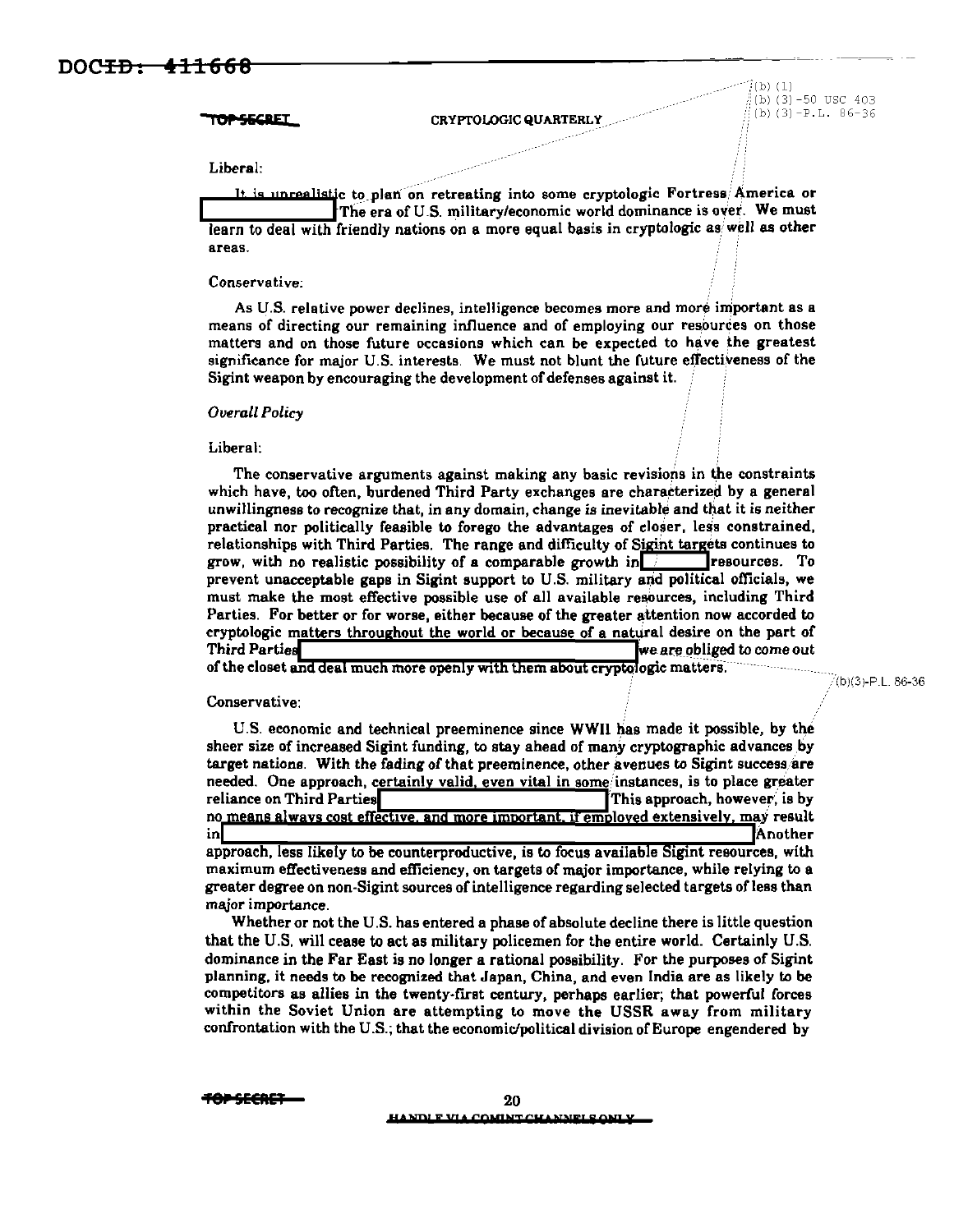Liberal:

It is unrealistic to plan on retreating into some cryptologic Fortress America or [redacted] The era of U.S. military/economic world dominance is over. We must learn to deal with friendly nations on a more equal basis in cryptologic as well as other areas.

Conservative:

As U.S. relative power declines, intelligence becomes more and more important as a means of directing our remaining influence and of employing our resources on those matters and on those future occasions which can be expected to have the greatest significance for major U.S. interests. We must not blunt the future effectiveness of the Sigint weapon by encouraging the development of defenses against it.

*Overall Policy*

Liberal:

The conservative arguments against making any basic revisions in the constraints which have, too often, burdened Third Party exchanges are characterized by a general unwillingness to recognize that, in any domain, change is inevitable and that it is neither practical nor politically feasible to forego the advantages of closer, less constrained, relationships with Third Parties. The range and difficulty of Sigint targets continues to grow, with no realistic possibility of a comparable growth in [redacted] resources. To prevent unacceptable gaps in Sigint support to U.S. military and political officials, we must make the most effective possible use of all available resources, including Third Parties. For better or for worse, either because of the greater attention now accorded to cryptologic matters throughout the world or because of a natural desire on the part of Third Parties [redacted] we are obliged to come out of the closet and deal much more openly with them about cryptologic matters.

Conservative:

U.S. economic and technical preeminence since WWII has made it possible, by the sheer size of increased Sigint funding, to stay ahead of many cryptographic advances by target nations. With the fading of that preeminence, other avenues to Sigint success are needed. One approach, certainly valid, even vital in some instances, is to place greater reliance on Third Parties [redacted] This approach, however, is by no means always cost effective, and more important, if employed extensively, may result in [redacted] Another approach, less likely to be counterproductive, is to focus available Sigint resources, with maximum effectiveness and efficiency, on targets of major importance, while relying to a greater degree on non-Sigint sources of intelligence regarding selected targets of less than major importance.

Whether or not the U.S. has entered a phase of absolute decline there is little question that the U.S. will cease to act as military policemen for the entire world. Certainly U.S. dominance in the Far East is no longer a rational possibility. For the purposes of Sigint planning, it needs to be recognized that Japan, China, and even India are as likely to be competitors as allies in the twenty-first century, perhaps earlier; that powerful forces within the Soviet Union are attempting to move the USSR away from military confrontation with the U.S.; that the economic/political division of Europe engendered by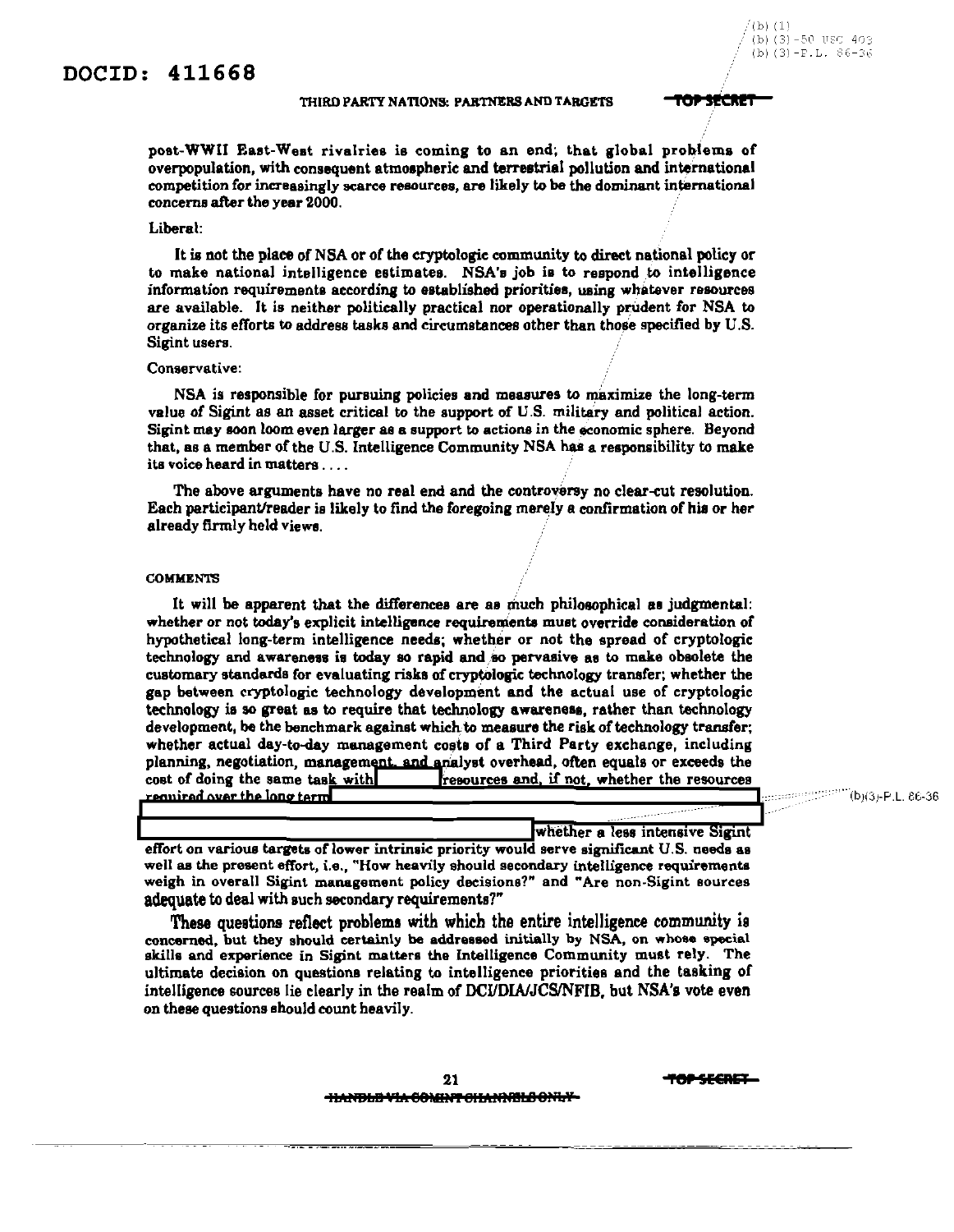post-WWII East-West rivalries is coming to an end; that global problems of overpopulation, with consequent atmospheric and terrestrial pollution and international competition for increasingly scarce resources, are likely to be the dominant international concerns after the year 2000.

Liberal:

It is not the place of NSA or of the cryptologic community to direct national policy or to make national intelligence estimates. NSA's job is to respond to intelligence information requirements according to established priorities, using whatever resources are available. It is neither politically practical nor operationally prudent for NSA to organize its efforts to address tasks and circumstances other than those specified by U.S. Sigint users.

Conservative:

NSA is responsible for pursuing policies and measures to maximize the long-term value of Sigint as an asset critical to the support of U.S. military and political action. Sigint may soon loom even larger as a support to actions in the economic sphere. Beyond that, as a member of the U.S. Intelligence Community NSA has a responsibility to make its voice heard in matters . . . .

The above arguments have no real end and the controversy no clear-cut resolution. Each participant/reader is likely to find the foregoing merely a confirmation of his or her already firmly held views.

COMMENTS

It will be apparent that the differences are as much philosophical as judgmental: whether or not today's explicit intelligence requirements must override consideration of hypothetical long-term intelligence needs; whether or not the spread of cryptologic technology and awareness is today so rapid and so pervasive as to make obsolete the customary standards for evaluating risks of cryptologic technology transfer; whether the gap between cryptologic technology development and the actual use of cryptologic technology is so great as to require that technology awareness, rather than technology development, be the benchmark against which to measure the risk of technology transfer; whether actual day-to-day management costs of a Third Party exchange, including planning, negotiation, management, and analyst overhead, often equals or exceeds the cost of doing the same task with [REDACTED] resources and, if not, whether the resources required over the long term [REDACTED] whether a less intensive Sigint effort on various targets of lower intrinsic priority would serve significant U.S. needs as well as the present effort, i.e., "How heavily should secondary intelligence requirements weigh in overall Sigint management policy decisions?" and "Are non-Sigint sources adequate to deal with such secondary requirements?"

These questions reflect problems with which the entire intelligence community is concerned, but they should certainly be addressed initially by NSA, on whose special skills and experience in Sigint matters the Intelligence Community must rely. The ultimate decision on questions relating to intelligence priorities and the tasking of intelligence sources lie clearly in the realm of DCI/DIA/JCS/NFIB, but NSA's vote even on these questions should count heavily.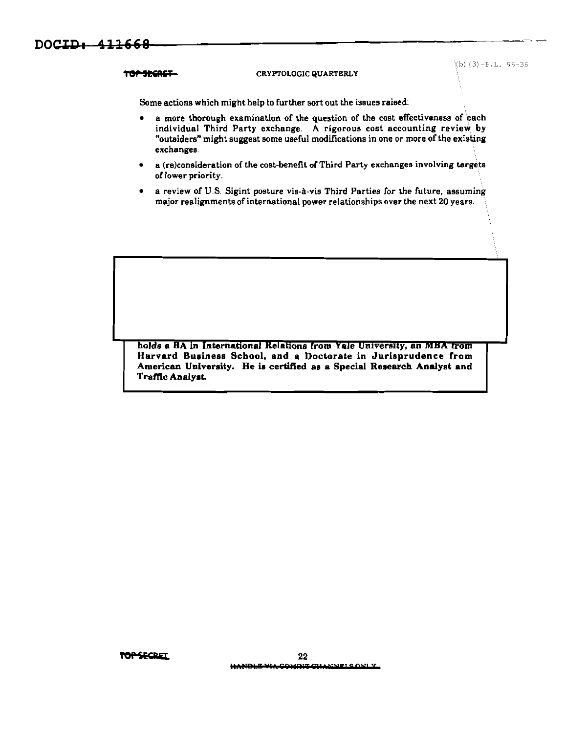Some actions which might help to further sort out the issues raised:

- a more thorough examination of the question of the cost effectiveness of each individual Third Party exchange. A rigorous cost accounting review by "outsiders" might suggest some useful modifications in one or more of the existing exchanges.
- a (re)consideration of the cost-benefit of Third Party exchanges involving targets of lower priority.
- a review of U.S. Sigint posture vis-à-vis Third Parties for the future, assuming major realignments of international power relationships over the next 20 years.

**holds a BA in International Relations from Yale University, an MBA from Harvard Business School, and a Doctorate in Jurisprudence from American University. He is certified as a Special Research Analyst and Traffic Analyst.**